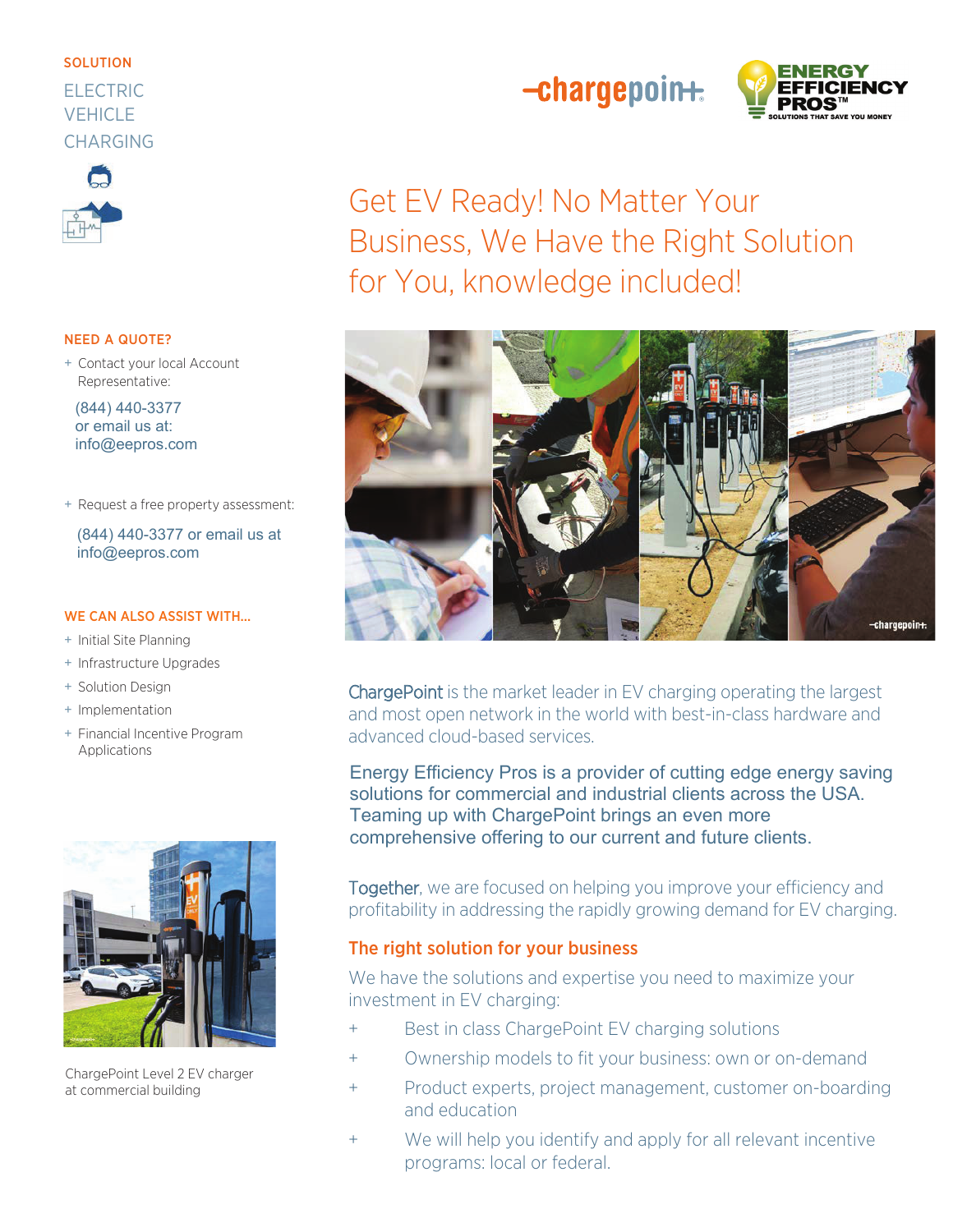SOLUTION

ELECTRIC VEHICLE CHARGING

# Get EV Ready! No Matter Your Business, We Have the Right Solution for You, knowledge included!

**NEED A QUOTE?**

+ Contact your local Account Representative:

(844) 440-3377
or email us at:
info@eepros.com

+ Request a free property assessment:

(844) 440-3377 or email us at
info@eepros.com

**WE CAN ALSO ASSIST WITH...**

+ Initial Site Planning
+ Infrastructure Upgrades
+ Solution Design
+ Implementation
+ Financial Incentive Program Applications

ChargePoint Level 2 EV charger at commercial building

ChargePoint is the market leader in EV charging operating the largest and most open network in the world with best-in-class hardware and advanced cloud-based services.

Energy Efficiency Pros is a provider of cutting edge energy saving solutions for commercial and industrial clients across the USA. Teaming up with ChargePoint brings an even more comprehensive offering to our current and future clients.

Together, we are focused on helping you improve your efficiency and profitability in addressing the rapidly growing demand for EV charging.

## The right solution for your business

We have the solutions and expertise you need to maximize your investment in EV charging:

+ Best in class ChargePoint EV charging solutions
+ Ownership models to fit your business: own or on-demand
+ Product experts, project management, customer on-boarding and education
+ We will help you identify and apply for all relevant incentive programs: local or federal.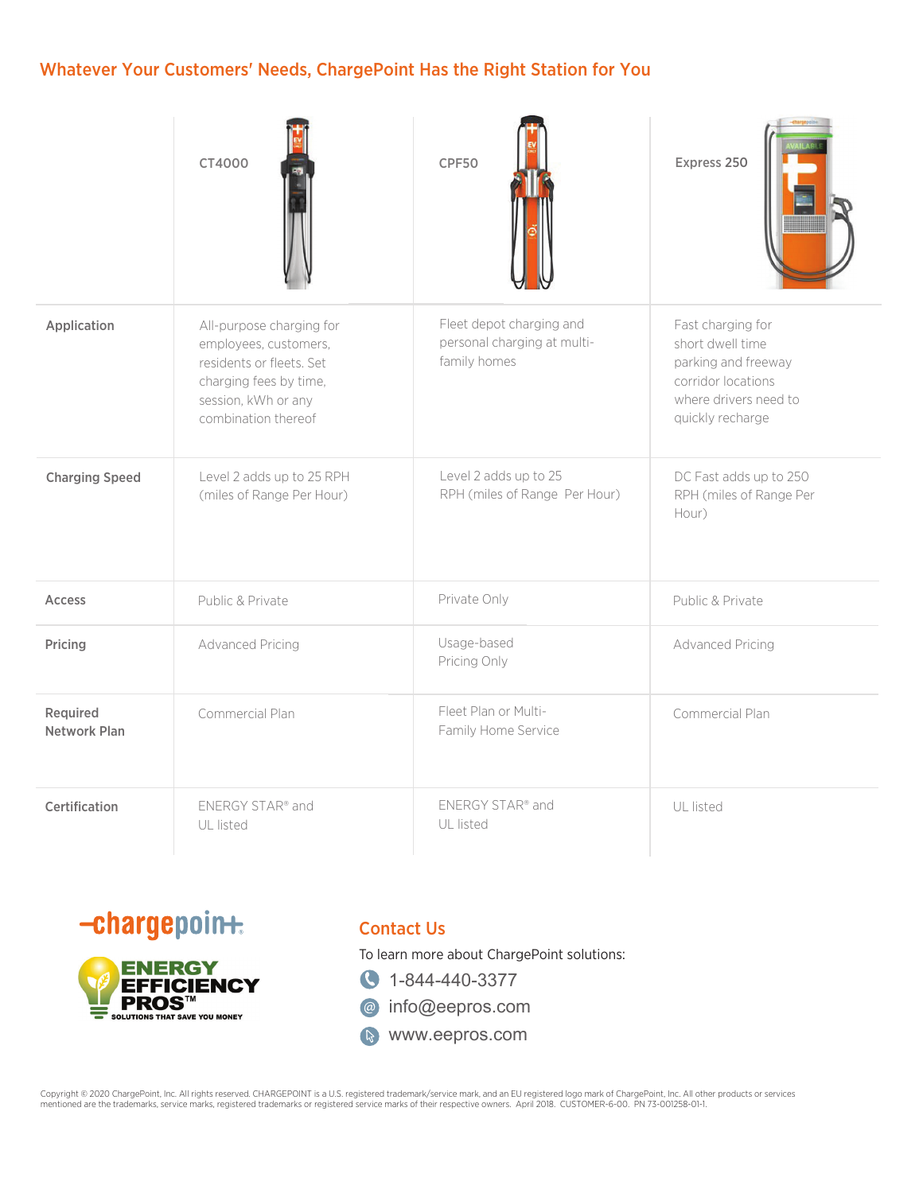## Whatever Your Customers' Needs, ChargePoint Has the Right Station for You

| | CT4000 | CPF50 | Express 250 |
|---|---|---|---|
| **Application** | All-purpose charging for employees, customers, residents or fleets. Set charging fees by time, session, kWh or any combination thereof | Fleet depot charging and personal charging at multi-family homes | Fast charging for short dwell time parking and freeway corridor locations where drivers need to quickly recharge |
| **Charging Speed** | Level 2 adds up to 25 RPH (miles of Range Per Hour) | Level 2 adds up to 25 RPH (miles of Range Per Hour) | DC Fast adds up to 250 RPH (miles of Range Per Hour) |
| **Access** | Public & Private | Private Only | Public & Private |
| **Pricing** | Advanced Pricing | Usage-based Pricing Only | Advanced Pricing |
| **Required Network Plan** | Commercial Plan | Fleet Plan or Multi-Family Home Service | Commercial Plan |
| **Certification** | ENERGY STAR® and UL listed | ENERGY STAR® and UL listed | UL listed |

chargepoint

ENERGY EFFICIENCY PROS™ SOLUTIONS THAT SAVE YOU MONEY

### Contact Us

To learn more about ChargePoint solutions:

1-844-440-3377

info@eepros.com

www.eepros.com

Copyright © 2020 ChargePoint, Inc. All rights reserved. CHARGEPOINT is a U.S. registered trademark/service mark, and an EU registered logo mark of ChargePoint, Inc. All other products or services mentioned are the trademarks, service marks, registered trademarks or registered service marks of their respective owners. April 2018. CUSTOMER-6-00. PN 73-001258-01-1.